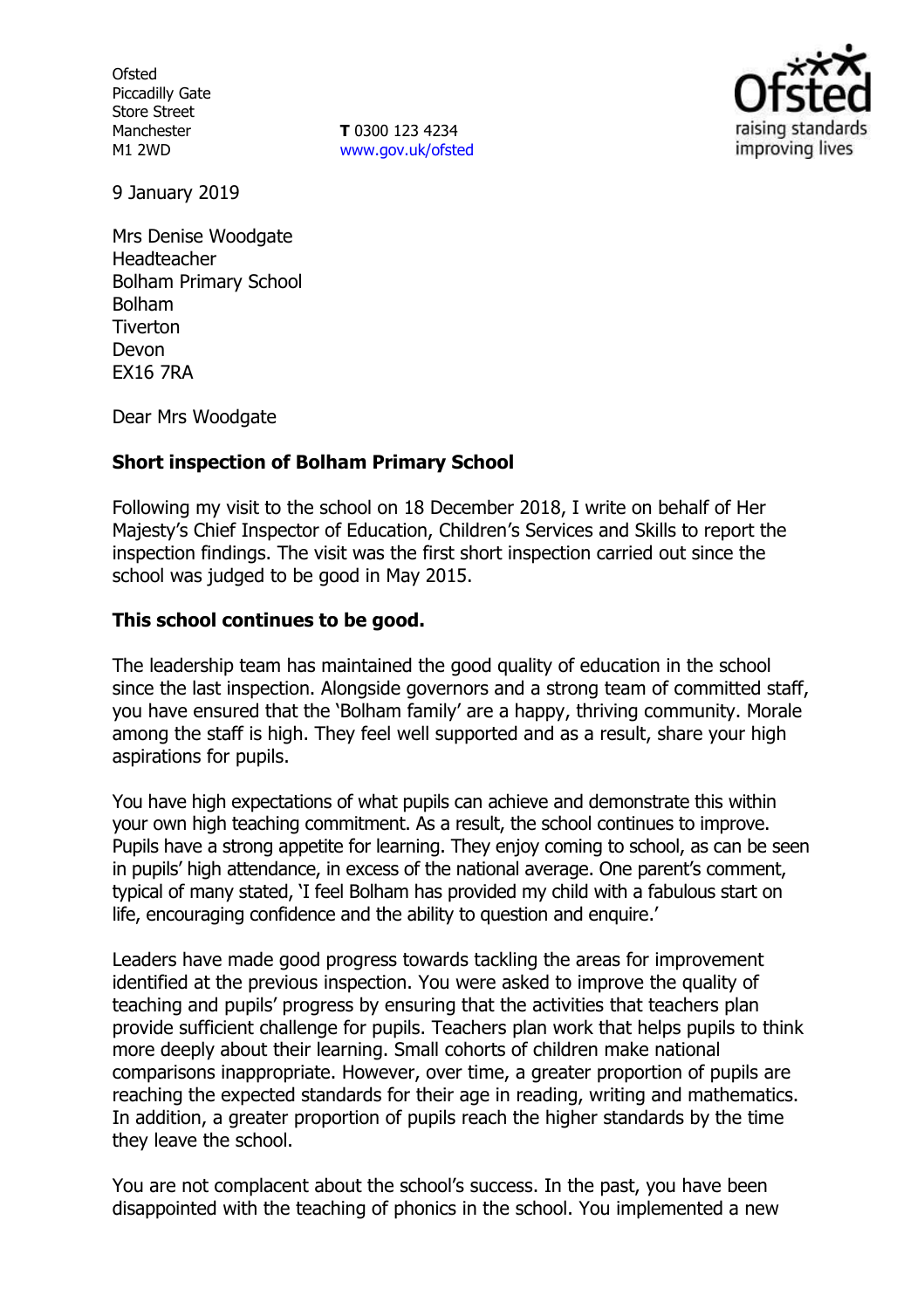Ofsted
Piccadilly Gate
Store Street
Manchester
M1 2WD

**T** 0300 123 4234
www.gov.uk/ofsted

9 January 2019

Mrs Denise Woodgate
Headteacher
Bolham Primary School
Bolham
Tiverton
Devon
EX16 7RA

Dear Mrs Woodgate

**Short inspection of Bolham Primary School**

Following my visit to the school on 18 December 2018, I write on behalf of Her Majesty's Chief Inspector of Education, Children's Services and Skills to report the inspection findings. The visit was the first short inspection carried out since the school was judged to be good in May 2015.

**This school continues to be good.**

The leadership team has maintained the good quality of education in the school since the last inspection. Alongside governors and a strong team of committed staff, you have ensured that the 'Bolham family' are a happy, thriving community. Morale among the staff is high. They feel well supported and as a result, share your high aspirations for pupils.

You have high expectations of what pupils can achieve and demonstrate this within your own high teaching commitment. As a result, the school continues to improve. Pupils have a strong appetite for learning. They enjoy coming to school, as can be seen in pupils' high attendance, in excess of the national average. One parent's comment, typical of many stated, 'I feel Bolham has provided my child with a fabulous start on life, encouraging confidence and the ability to question and enquire.'

Leaders have made good progress towards tackling the areas for improvement identified at the previous inspection. You were asked to improve the quality of teaching and pupils' progress by ensuring that the activities that teachers plan provide sufficient challenge for pupils. Teachers plan work that helps pupils to think more deeply about their learning. Small cohorts of children make national comparisons inappropriate. However, over time, a greater proportion of pupils are reaching the expected standards for their age in reading, writing and mathematics. In addition, a greater proportion of pupils reach the higher standards by the time they leave the school.

You are not complacent about the school's success. In the past, you have been disappointed with the teaching of phonics in the school. You implemented a new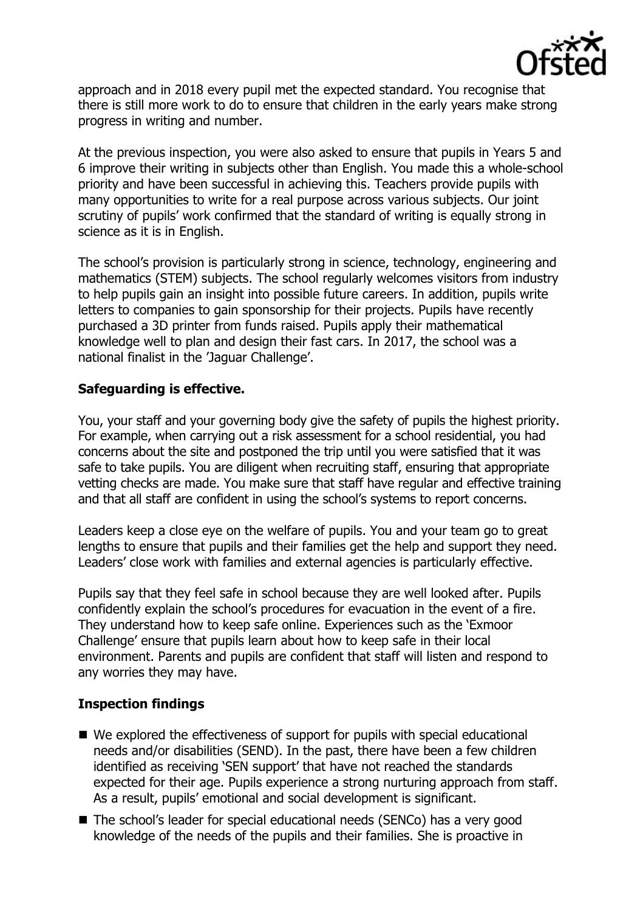approach and in 2018 every pupil met the expected standard. You recognise that there is still more work to do to ensure that children in the early years make strong progress in writing and number.

At the previous inspection, you were also asked to ensure that pupils in Years 5 and 6 improve their writing in subjects other than English. You made this a whole-school priority and have been successful in achieving this. Teachers provide pupils with many opportunities to write for a real purpose across various subjects. Our joint scrutiny of pupils' work confirmed that the standard of writing is equally strong in science as it is in English.

The school's provision is particularly strong in science, technology, engineering and mathematics (STEM) subjects. The school regularly welcomes visitors from industry to help pupils gain an insight into possible future careers. In addition, pupils write letters to companies to gain sponsorship for their projects. Pupils have recently purchased a 3D printer from funds raised. Pupils apply their mathematical knowledge well to plan and design their fast cars. In 2017, the school was a national finalist in the 'Jaguar Challenge'.

## Safeguarding is effective.

You, your staff and your governing body give the safety of pupils the highest priority. For example, when carrying out a risk assessment for a school residential, you had concerns about the site and postponed the trip until you were satisfied that it was safe to take pupils. You are diligent when recruiting staff, ensuring that appropriate vetting checks are made. You make sure that staff have regular and effective training and that all staff are confident in using the school's systems to report concerns.

Leaders keep a close eye on the welfare of pupils. You and your team go to great lengths to ensure that pupils and their families get the help and support they need. Leaders' close work with families and external agencies is particularly effective.

Pupils say that they feel safe in school because they are well looked after. Pupils confidently explain the school's procedures for evacuation in the event of a fire. They understand how to keep safe online. Experiences such as the 'Exmoor Challenge' ensure that pupils learn about how to keep safe in their local environment. Parents and pupils are confident that staff will listen and respond to any worries they may have.

## Inspection findings

- We explored the effectiveness of support for pupils with special educational needs and/or disabilities (SEND). In the past, there have been a few children identified as receiving 'SEN support' that have not reached the standards expected for their age. Pupils experience a strong nurturing approach from staff. As a result, pupils' emotional and social development is significant.
- The school's leader for special educational needs (SENCo) has a very good knowledge of the needs of the pupils and their families. She is proactive in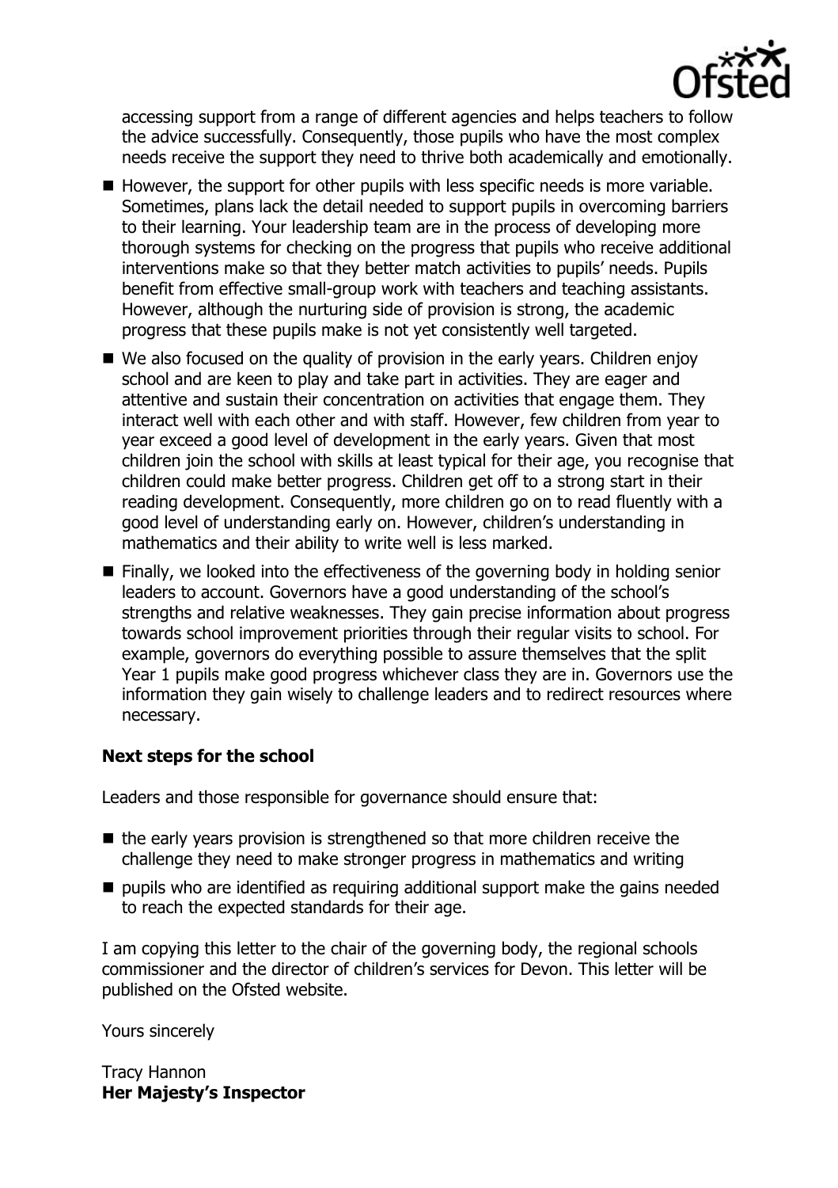accessing support from a range of different agencies and helps teachers to follow the advice successfully. Consequently, those pupils who have the most complex needs receive the support they need to thrive both academically and emotionally.

- However, the support for other pupils with less specific needs is more variable. Sometimes, plans lack the detail needed to support pupils in overcoming barriers to their learning. Your leadership team are in the process of developing more thorough systems for checking on the progress that pupils who receive additional interventions make so that they better match activities to pupils' needs. Pupils benefit from effective small-group work with teachers and teaching assistants. However, although the nurturing side of provision is strong, the academic progress that these pupils make is not yet consistently well targeted.
- We also focused on the quality of provision in the early years. Children enjoy school and are keen to play and take part in activities. They are eager and attentive and sustain their concentration on activities that engage them. They interact well with each other and with staff. However, few children from year to year exceed a good level of development in the early years. Given that most children join the school with skills at least typical for their age, you recognise that children could make better progress. Children get off to a strong start in their reading development. Consequently, more children go on to read fluently with a good level of understanding early on. However, children's understanding in mathematics and their ability to write well is less marked.
- Finally, we looked into the effectiveness of the governing body in holding senior leaders to account. Governors have a good understanding of the school's strengths and relative weaknesses. They gain precise information about progress towards school improvement priorities through their regular visits to school. For example, governors do everything possible to assure themselves that the split Year 1 pupils make good progress whichever class they are in. Governors use the information they gain wisely to challenge leaders and to redirect resources where necessary.

### Next steps for the school

Leaders and those responsible for governance should ensure that:

- the early years provision is strengthened so that more children receive the challenge they need to make stronger progress in mathematics and writing
- pupils who are identified as requiring additional support make the gains needed to reach the expected standards for their age.

I am copying this letter to the chair of the governing body, the regional schools commissioner and the director of children's services for Devon. This letter will be published on the Ofsted website.

Yours sincerely

Tracy Hannon
**Her Majesty's Inspector**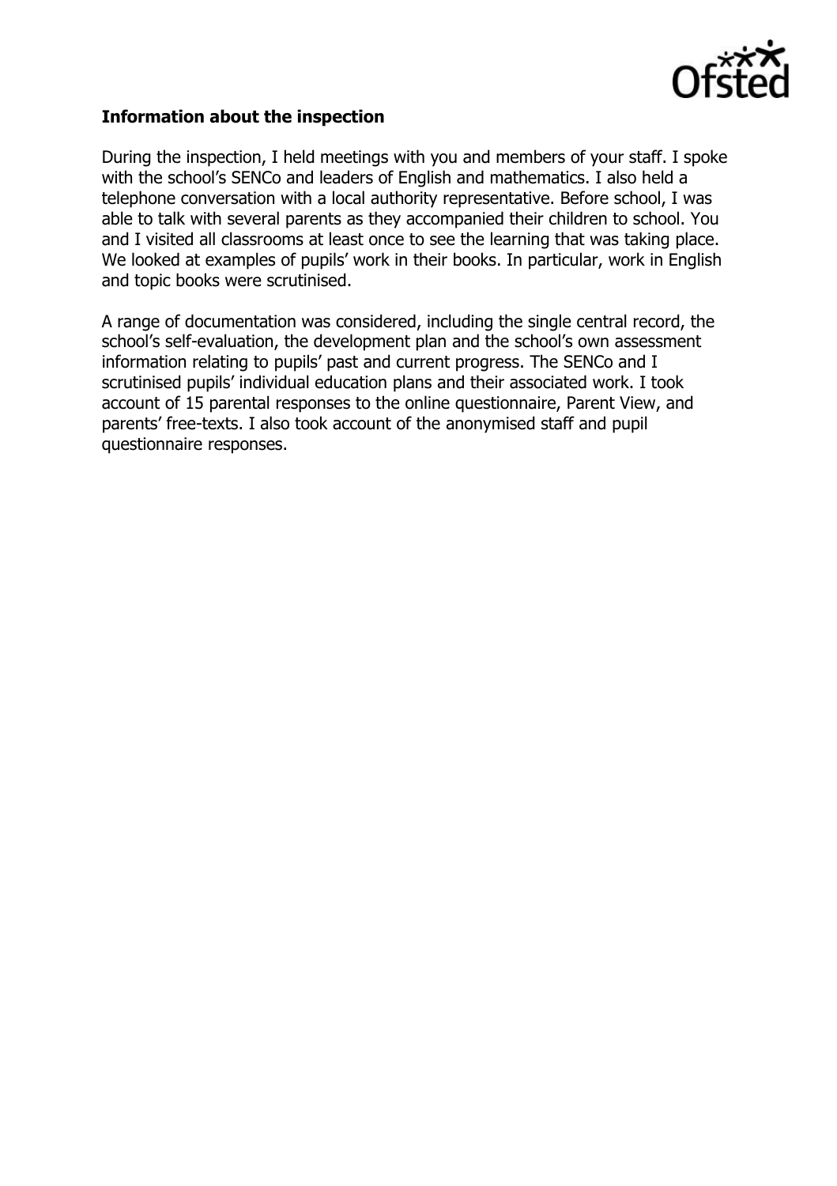**Information about the inspection**

During the inspection, I held meetings with you and members of your staff. I spoke with the school's SENCo and leaders of English and mathematics. I also held a telephone conversation with a local authority representative. Before school, I was able to talk with several parents as they accompanied their children to school. You and I visited all classrooms at least once to see the learning that was taking place. We looked at examples of pupils' work in their books. In particular, work in English and topic books were scrutinised.

A range of documentation was considered, including the single central record, the school's self-evaluation, the development plan and the school's own assessment information relating to pupils' past and current progress. The SENCo and I scrutinised pupils' individual education plans and their associated work. I took account of 15 parental responses to the online questionnaire, Parent View, and parents' free-texts. I also took account of the anonymised staff and pupil questionnaire responses.